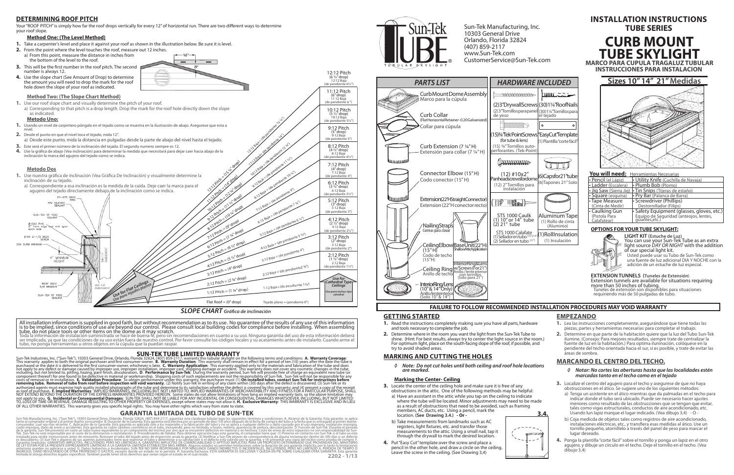## DETERMINING ROOF PITCH

Your "ROOF PITCH" is simply how far the roof drops vertically for every 12" of horizontal run. There are two different ways to determine your roof slope.

### Method One: (The Level Method)

1. Take a carpenter's level and place it against your roof as shown in the illustration below. Be sure it is level.
2. From the point where the level touches the roof, measure out 12 inches.
   a) From this point, measure the distance in inches from the bottom of the level to the roof.
3. This will be the first number in the roof pitch. The second number is always 12.
4. Use the slope chart (See Amount of Drop) to determine the amount you will need to drop the mark for the roof hole down the slope of your roof as indicated.

### Method Two: (The Slope Chart Method)

1. Use our roof slope chart and visually determine the pitch of your roof.
   a) Corresponding to that pitch is a drop length. Drop the mark for the roof hole directly down the slope as indicated.

### Metodo Uno:

1. Usando un nivel de carpintero póngalo en el tejado como se muestra en la ilustración de abajo. Asegurese que esta a nivel.
2. Desde el punto en que el nivel toca el tejado, mida 12".
   a) Desde este punto, mida la distancia en pulgadas desde la parte de abajo del nivel hasta el tejado.
3. Este será el primer número de la inclinación del tejado. El segundo numero siempre es 12.
4. Use la gráfica de abajo (Vea inclinación) para determinar la medida que necesitará para dejar caer hacia abajo de la inclinación la marca del agujero del tejado como se indica.

### Metodo Dos

1. Use nuestra gráfica de inclinación (Vea Gráfica De Inclinación) y visualmente determine la inclinación de su tejado.
   a) Correspondiente a esa inclinación es la medida de la caída. Deje caer la marca para el agujero del tejado directamente debajo de la inclinación como se indica.

STS-275 DECO RING
RTV SILICONE SEALANT
SUN-TEK ST 1000 SEALANT
#10X2 PHS 2" from edge and mid span each side
#10X 2-1/2 DECK SCREW
2X6 CURB MINIMUM
4" MINIMUM HEIGHT
ROOF DECK 5/8 MINIMUM
SUN-TEK ST 1000 SEALANT
MIN 3/8" EMBEDMENT

| Pitch | Drop | Baja |
|---|---|---|
| 12:12 Pitch | (6 ½" drop) | 12:12 Baja (de pendiente 6½") |
| 11:12 Pitch | (6" drop) | 11:12 Baja (de pendiente 6") |
| 10:12 Pitch | (5 ½" drop) | 10:12 Baja (de pendiente 5½") |
| 9:12 Pitch | (5" drop) | 9:12 Baja (de pendiente 5") |
| 8:12 Pitch | (4 ½" drop) | 8:12 Baja (de pendiente 4½") |
| 7:12 Pitch | (4" drop) | 7:12 Baja (de pendiente 4") |
| 6:12 Pitch | (3 ½" drop) | 6:12 Baja (de pendiente 3½") |
| 5:12 Pitch | (3" drop) | 5:12 Baja (de pendiente 3") |
| 4:12 Pitch | (2 ½" drop) | 4:12 Baja (de pendiente 2½") |
| 3:12 Pitch | (2" drop) | 3:12 Baja (de pendiente 2") |
| 2:12 Pitch | (1 ½" drop) | 2:12 Baja (de pendiente 1½") |

| Pitch | Baja |
|---|---|
| 12:12 Pitch = (15 ¼" drop) | 12:12 Baja = (de pendiente 15 ¼") |
| 11:12 Pitch = (14" drop) | 11:12 Baja = (de pendiente 14") |
| 10:12 Pitch = (12 ¾" drop) | 10:12 Baja = (de pendiente 12 ¾") |
| 10:12 Pitch = (11 ½" drop) | 10:12 Baja = (de pendiente 11 ½") |
| 9:12 Pitch = (10 ¼" drop) | 9:12 Baja = (de pendiente 10 ¼") |
| 8:12 Pitch = (9" drop) | 8:12 Baja = (de pendiente 9") |
| 6:12 Pitch = (7 ¾" drop) | 7:12 Baja = (de pendiente 7 ¾") |
| 6:12 Pitch = (6 ½" drop) | 6:12 Baja = (de pendiente 6 ½") |
| 5:12 Pitch = (5 ½" drop) | 5:12 Baja = (de pendiente 5 ½") |
| 4:12 Pitch = (4" drop) | 4:12 Baja = (de pendiente 4") |
| 3:12 Pitch = (4" drop) | 3:12 Baja = (de pendiente 2 ¾") |
| 2:12 Pitch = (2 ¾" drop) | 2:12 Baja = (de pendiente 2 ¾") |
| 1:12 Pitch = (1 ¾" drop) | 1:12 Baja = (de pendiente 1 ¾") |
| Flat Roof = (0" drop) | Tejado plano = (pendiente 0") |

Use for Flat Ceilings / Use para tejados planos

Use for Cathedral Type Ceilings / Use para techos tipo catedral

*SLOPE CHART Gráfica de inclinación*

All installation information is supplied in good faith, but without recommendation as to its use. No guarantee of the results of any use of this information is to be implied, since conditions of use are beyond our control. Please consult local building codes for compliance before installing. When assembling tube, do not place tools or other items on the dome as it may scratch.

Toda la información de instalación suministrada se hace de buena fe, pero sin recomendaciones en cuanto a su uso. Ninguna garantía del uso de esta información deberá ser implicada, ya que las condiciones de su uso están fuera de nuestro control. Por favor consulte los códigos locales y su acatamiento antes de instalarlo. Cuando arme el tubo, no ponga herramientas u otros objetos en la cúpula que la puedan raspar.

## SUN-TEK TUBE LIMITED WARRANTY

Sun-Tek Industries, Inc. ("Sun-Tek"), 10303 General Drive, Orlando, Florida 32824, (407) 859-2117, warrants this tubular skylight on the following terms and conditions: **A. Warranty Coverage**: This warranty applies to both the original purchaser and first consumer-owner. **B. Warranty Duration**: This warranty shall remain in effect for a period of ten (10) years after the date the tube is purchased or the date it is delivered to the first consumer-owner, whichever is later. **C. Warranty Application**: This warranty applied only to the materials and fabrication of the tube and does not apply to any defect or damage caused by improper use, improper installation, improper care, shipping damage or accident. This warranty does not cover any cosmetic changes in the tube, including, but not limited to, pitting, hazing, paint finish, discoloration. **D. Performance by Sun-Tek**: During the warranty period, Sun-Tek will provide free of charge an equivalent new tube (or component thereof) for one found to be defective in material or workmanship. Shipping costs of such replacements are not the responsibility of Sun-Tek. Sun-Tek will not be responsible for any costs of removal or re-installation. **E. Validation Procedure**: To obtain performance under this warranty, the purchaser must: (1) **On installed tubes, contact Sun-Tek for instructions before removing tube. Removal of tube from roof before inspection will void warranty.** (2) Notify Sun-Tek in writing of any claim within (30) days after the defect is discovered. (3) Sun-Tek or its authorized agents must examine high quality installed photographs of the tube and determine to its satisfaction whether the defect is covered by this warranty; and (4) present a copy of the receipt as of proof of purchase. **F. Implied Warranties**: IMPLIED WARRANTIES, INCLUDING BUT NOT LIMITED TO, IMPLIED WARRANTIES OF MERCHANTABILITY AND FITNESS FOR A PARTICULAR PURPOSE, SHALL NOT EXTEND BEYOND THE DURATION OF THE EXPRESS WARRANTIES PROVIDED HEREON. Some states do not allow limitations of how long an implied warranty lasts, so the above limitation may not apply to you. **G. Incidental or Consequential Damages**: SUN-TEK SHALL NOT BE LIABLE FOR ANY INCIDENTAL OR CONSEQUENTIAL DAMAGES WHATSOEVER, INCLUDING, BUT NOT LIMITED TO, LOSS OF TIME OR REVENUE, DAMAGE RESULTING TO OTHER PROPERTY OR EXPENSES, except where states may not allow it. **H. Exclusive Warranty**: THIS WARRANTY IS EXCLUSIVE AND IN LIEU OF ALL OTHER WARRANTIES. This warranty gives you specific legal rights. You may have other rights which vary from state to state.

## GARANTIA LIMITADA DEL TUBO DE SUN-TEK

Sun-Tek Manufacturing, Inc. ("Sun-Tek"), 10303 General Drive, Orlando, Florida 32824, (407) 859-2117, garantiza esta claraboya tubular bajo los siguientes términos y condiciones: A. Alcance de la Garantía: Esta garantía: se aplica tanto al comprador original y al primer dueño-consumidor. B. Duración de la Garantía: Esta garantía será efectiva por un período de diez (10) años después de la fecha de compra del tubo o la fecha en que es entregado al primer dueño-consumidor, cual sea más reciente. C. Aplicación de la Garantía: Esta garantía es aplicada sólo a los materiales y la fabricación del tubo y no se aplica a cualquier defecto o daño causado por el uso impropio, instalación impropia, cuido impropio, daño de envío o accidentes. Esta garantía no cubre cambios cosméticos en el tubo, incluyendo, pero no limitado, a hoyos, neblina, apariencia de pintura, descoloración. D. Función de Sun-Tek: Durante el período de la garantía, Sun-Tek proveerá sin costo un tubo nuevo equivalente (o un componente del mismo) por uno que se encuentre defectivo en el material o en hechura. Costo de envío de estos repuestos no son responsabilidad de Sun-Tek. Sun-Tek no será responsable por el costo de la eliminación o reinstalación. E. Procedimiento de Validez: Para obtener ejecución bajo esta garantía, el comprador tiene que: (1) Ponerse en contacto con Sun-Tek si el tubo ya esta instalado para recibir instrucciones antes de removerlo. Remover el tubo del tejado antes de inspección anula la garantía. (2) Notificar a Sun-Tek através de correspondencia de alguna reclamación dentro de (30) días si un defecto es descubierto. (3) Sun-Tek o alguno de sus agentes autorizados tiene que examinar el tubo y determinar a su satisfacción si el defecto está cubierto por la garantía; y (4) presentar una copia del recibo como prueba de compra. F. Garantías Implícitas: GARANTÍAS IMPLÍCITAS, INCLUYENDO, PERO NO LIMITADAS A, GARANTÍAS IMPLÍCITAS DE COMERCIABILIDAD O APTITUD PARA UN PROPÓSITO DETERMINADO QUE PROVENGAN DEL MINISTERIO DE LEY ESTÁN POR LA PRESENTE EXPRESAMENTE LIMITADAS A LA GARANTÍA LIMITADA ESTABLECIDA MÁS ARRIBA. Algunos estados no permiten limitaciones sobre la duración de una garantía implícita, por lo tanto la limitaciones anteriores pueden no aplicarse a usted. G. Daños Indirectos o Incidentales: SUN-TEK NO SERÁ RESPONSABLE POR NINGUNOS DAÑOS INDIRECTOS O INCIDENTALES, INCLUYENDO, PERO NO LIMITADO A, PÉRDIDA DE TIEMPO O INGRESOS, DAÑO RESULTANDO A OTRA PROPIEDAD O GASTOS, excepto donde un estado no lo permite. H. Garantía Exclusiva: ESTA GARANTÍA ES EXCLUSIVA Y QUEDA EN PIE SOBRE CUALQUIER OTRA GARANTÍA. Esta garantía limitada le otorga derechos legales específicos. También puede tener otros derechos que varían según el estado en el cual resida.

2202 - 1/13

---

Sun-Tek Manufacturing, Inc.
10303 General Drive
Orlando, Florida 32824
(407) 859-2117
www.Sun-Tek.com
CustomerService@Sun-Tek.com

# INSTALLATION INSTRUCTIONS
## TUBE SERIES
# CURB MOUNT TUBE SKYLIGHT
**MARCO PARA CUPULA TRAGALUZ TUBULAR**
**INSTRUCCIONES PARA INSTALACION**

## Sizes 10" 14" 21" Medidas

### PARTS LIST

- Curb Mount Dome Assembly / Marco para la cúpula
- Curb Collar (Flat Horizontal Retainer-0.20 Galvanized) / Collar para cúpula
- Curb Extension (7 ¼" H) / Extensión para collar (7 ¼" H)
- Connector Elbow (15" H) / Codo conector (15" H)
- Extension (22" H Straight Connector) / Extension (22" H conector recto)
- Nailing Straps / Correas para clavar
- Ceiling Elbow (15" H) / Codo de techo (15" H)
- Base Unit (22" H) Shallow Attic Application
- Ceiling Ring / Anillo de techo
- Interior Ring & Lens w/Screws (For 21") / Anillo / lente interior con tornillos (Solo para 21")
- Interior Ring/Lens (10" & 14" Only) / Anillo/lente interior (Solo 10" & 14")

### HARDWARE INCLUDED

- (2) 3" Drywall Screws / (2) 3" Tornillos para panel de yeso
- (30) 1¼" Roof Nails / (30) 1¼" Tornillos para el tejado
- (15) ⅜" Tek Point Screws (for tube & lens) / (15) ⅜" Tornillos auto-perforantes. (Tek-Point)
- "Easy Cut" Template / (1) Plantilla "corte fácil"
- (12) #10x2" Panhead screws for dome / (12) 2" Tornillos para instalación
- (6) Caps for 21" tube / (6) Tapones 21" Solo
- STS 1000 Caulk (1) 10" or 14" tube (2) 21" tube / STS 1000 Calafate (1) Sellador en tubo (10" y 14") (2) Sellador en tubo (21")
- Aluminum Tape / (1) Rollo de cinta (Aluminio)
- (1) Roll Insulation / (1) Insulación

| You will need: | Herramientas Necesarias |
|---|---|
| • Pencil (el Lápiz) | • Utility Knife (Cuchilla de Navaja) |
| • Ladder (Escalera) | • Plumb Bob (Plomo) |
| • Jig Saw (Sierra Jig) | • Tin Snips (Tijeras de estaño) |
| • Square (esquina) | • Pry Bar (Palanca de Barra) |
| • Tape Measure (Cinta de Medir) | • Screwdriver (Phillips) Destornillador (Filips) |
| • Caulking Gun (Pistola Para Calafatear) | • Safety Equipment (glasses, gloves, etc.) Equipo de Seguridad (anteojos, lentes, guantes,etc.) |

### OPTIONS FOR YOUR TUBE SKYLIGHT:

**LIGHT KIT (Estuche de Luz)**
You can use your Sun-Tek Tube as an extra light source *DAY OR NIGHT* with the addition of our special light kit.
Usted puede usar su Tubo de Sun-Tek como una fuente de luz adicional DIA Y NOCHE con la adición de un estuche de luz especial.

**EXTENSION TUNNELS (Tuneles de Extensión)**
Extension tunnels are available for situations requiring more than 50 inches of tubing.
Tuneles de extensión son disponibles para situaciones requiriendo más de 50 pulgadas de tubo.

**FAILURE TO FOLLOW RECOMMENDED INSTALLATION PROCEDURES MAY VOID WARRANTY**

## GETTING STARTED

1. Read the instructions completely making sure you have all parts, hardware and tools necessary to complete the job.
2. Determine where in the room you want the light from the Sun-Tek Tube to shine. (Hint: For best results, always try to center the light source in the room.) For optimum light, place on the south-facing slope of the roof, if possible, and try to avoid shaded areas.

## MARKING AND CUTTING THE HOLES

◊ *Note: Do not cut holes until both ceiling and roof hole locations are marked.*

### Marking the Center- Ceiling

3. Locate the center of the ceiling hole and make sure it is free of any obstructions in the attic. One of the following methods may be helpful:
   a) Have an assistant in the attic while you tap on the ceiling to indicate where the tube will be located. Minor adjustments may need to be made as a result of obstructions that need to be avoided, such as framing members, AC ducts, etc. Using a pencil, mark the location. (**See Drawing 3.4.**) **- Or -**
   b) Take measurements from landmarks such as AC registers, light fixtures, etc. and transfer those measurements to the attic. Using a small nail, tap it through the drywall to mark the desired location.
4. Put "Easy Cut" template over the screw and place a pencil in the other hole, and draw a circle on the ceiling. Leave the screw in the ceiling. (See Drawing 3,4)

**3.4.**

## EMPEZANDO

1. Lea las instrucciones completamente, asegurándose que tiene todas las piezas, partes y herramientas necesarias para completar el trabajo.
2. Determine en que parte de la habitación quiere que la luz del Tubo Sun-Tek ilumine. (Consejo: Para mejores resultados, siempre trate de centralizar la fuente de luz en la habitación.) Para optima iluminación, colóquese en la pendiente del techo orientada hacia el sur, si es posible, y trate de evitar las áreas de sombra.

## MARCANDO EL CENTRO DEL TECHO.

◊ *Notar: No cortes las aberturas hasta que las localidades estén marcadas tanto en el techo como en el tejado*

3. Localize el centro del agujero para el techo y asegurese de que no haya obstrucciones en el ático. Se sugiere uno de los siguientes métodos:
   a) Tenga un asistente en el ático mientras que da palmadas en el techo para indicar donde el tubo será ubicado. Puede ser necesario hacer ajustes menores como resultado de las obstrucciones que se tengan que evitar, tales como vigas estructurales, conductos de aire acondicionado, etc. Usando lun lapiz marque el lugar indicado. (Vea dibujo 3,4) - O -
   b) Coja medicda de objetos tales como registros de aire acondicionado, instalaciones eléctricas, etc., y transfiera esas medidas al ático. Use un tornillo pequeño, atornillelo a través del panel de yeso para marcar el lugar deseado.
4. Ponga la plantilla "corte fácil" sobre el tornillo y ponga un lapiz en el otro agujero, y dibuje un círculo en el techo. Deje el tornillo en el techo. (Vea dibujo 3,4)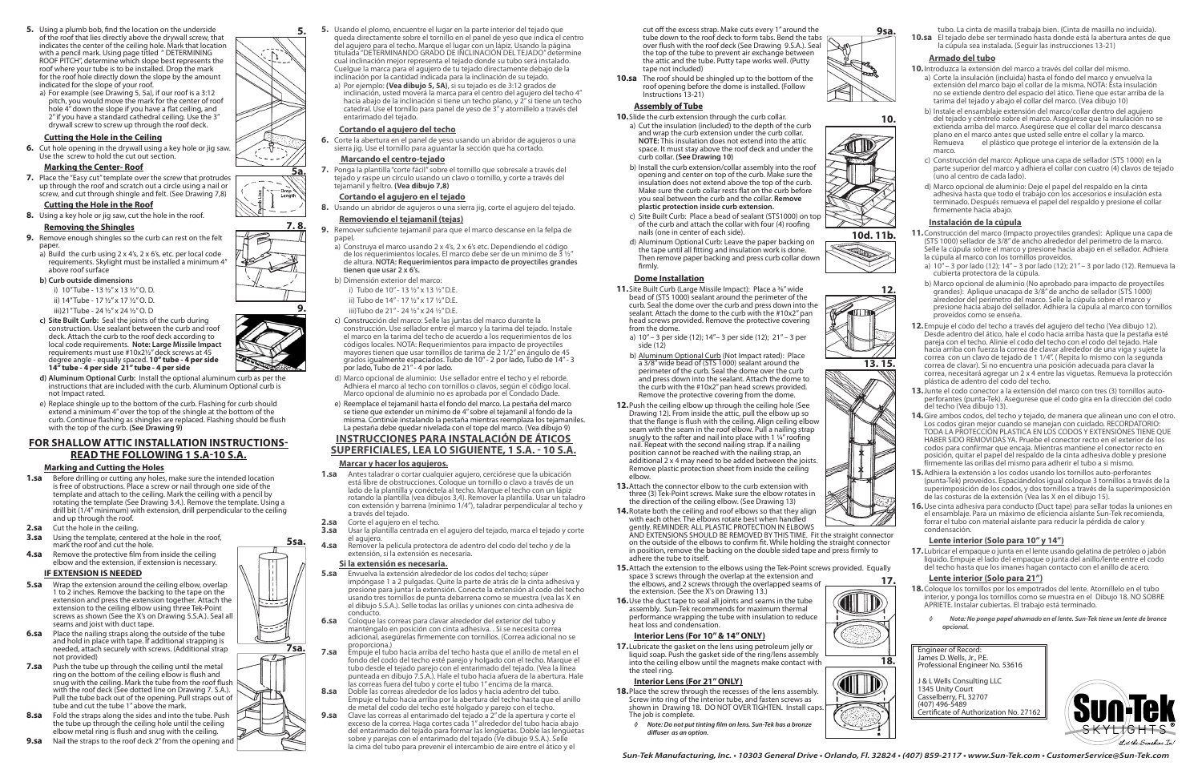5. Using a plumb bob, find the location on the underside of the roof that lies directly above the drywall screw, that indicates the center of the ceiling hole. Mark that location with a pencil mark. Using page titled " DETERMINING ROOF PITCH", determine which slope best represents the roof where your tube is to be installed. Drop the mark for the roof hole directly down the slope by the amount indicated for the slope of your roof.
   a) For example (see Drawing 5, 5a), if our roof is a 3:12 pitch, you would move the mark for the center of roof hole 4" down the slope if you have a flat ceiling, and 2" if you have a standard cathedral ceiling. Use the 3" drywall screw to screw up through the roof deck.

### Cutting the Hole in the Ceiling

6. Cut hole opening in the drywall using a key hole or jig saw. Use the screw to hold the cut out section.

### Marking the Center- Roof

7. Place the "Easy cut" template over the screw that protrudes up through the roof and scratch out a circle using a nail or screw, and cut through shingle and felt. (See Drawing 7,8)

### Cutting the Hole in the Roof

8. Using a key hole or jig saw, cut the hole in the roof.

### Removing the Shingles

9. Remove enough shingles so the curb can rest on the felt paper.
   a) Build the curb using 2 x 4's, 2 x 6's, etc. per local code requirements. Skylight must be installed a minimum 4" above roof surface
   **b) Curb outside dimensions**
      i) 10" Tube - 13 ½" x 13 ½" O. D.
      ii) 14" Tube - 17 ½" x 17 ½" O. D.
      iii) 21" Tube - 24 ½" x 24 ½" O. D
   **c) Site Built Curb:** Seal the joints of the curb during construction. Use sealant between the curb and roof deck. Attach the curb to the roof deck according to local code requirements. **Note: Large Missile Impact** requirements must use #10x2½" deck screws at 45 degree angle - equally spaced. **10" tube - 4 per side 14" tube - 4 per side 21" tube - 4 per side**
   **d) Aluminum Optional Curb:** Install the optional aluminum curb as per the instructions that are included with the curb. Aluminum Optional curb is not Impact rated.
   e) Replace shingle up to the bottom of the curb. Flashing for curb should extend a minimum 4" over the top of the shingle at the bottom of the curb. Continue flashing as shingles are replaced. Flashing should be flush with the top of the curb. **(See Drawing 9)**

## FOR SHALLOW ATTIC INSTALLATION INSTRUCTIONS- READ THE FOLLOWING 1 S.A-10 S.A.

### Marking and Cutting the Holes

**1.sa** Before drilling or cutting any holes, make sure the intended location is free of obstructions. Place a screw or nail through one side of the template and attach to the ceiling. Mark the ceiling with a pencil by rotating the template (See Drawing 3.4.). Remove the template. Using a drill bit (1/4" minimum) with extension, drill perpendicular to the ceiling and up through the roof.

**2.sa** Cut the hole in the ceiling.

**3.sa** Using the template, centered at the hole in the roof, mark the roof and cut the hole.

**4.sa** Remove the protective film from inside the ceiling elbow and the extension, if extension is necessary.

### IF EXTENSION IS NEEDED

**5.sa** Wrap the extension around the ceiling elbow, overlap 1 to 2 inches. Remove the backing to the tape on the extension and press the extension together. Attach the extension to the ceiling elbow using three Tek-Point screws as shown (See the X's on Drawing 5.S.A.). Seal all seams and joist with duct tape.

**6.sa** Place the nailing straps along the outside of the tube and hold in place with tape. If additional strapping is needed, attach securely with screws. (Additional strap not provided)

**7.sa** Push the tube up through the ceiling until the metal ring on the bottom of the ceiling elbow is flush and snug with the ceiling. Mark the tube from the roof flush with the roof deck (See dotted line on Drawing 7. S.A.). Pull the tube back out of the opening. Pull straps out of tube and cut the tube 1" above the mark.

**8.sa** Fold the straps along the sides and into the tube. Push the tube up through the ceiling hole until the ceiling elbow metal ring is flush and snug with the ceiling.

**9.sa** Nail the straps to the roof deck 2" from the opening and cut off the excess strap. Make cuts every 1" around the tube down to the roof deck to form tabs. Bend the tabs over flush with the roof deck (See Drawing 9.S.A.). Seal the top of the tube to prevent air exchange between the attic and the tube. Putty tape works well. (Putty tape not included)

**10.sa** The roof should be shingled up to the bottom of the roof opening before the dome is installed. (Follow Instructions 13-21)

### Assembly of Tube

10. Slide the curb extension through the curb collar.
   a) Cut the insulation (included) to the depth of the curb and wrap the curb extension under the curb collar. **NOTE:** This insulation does not extend into the attic space. It must stay above the roof deck and under the curb collar. **(See Drawing 10)**
   b) Install the curb extension/collar assembly into the roof opening and center on top of the curb. Make sure the insulation does not extend above the top of the curb. Make sure the curb collar rests flat on the curb before you seal between the curb and the collar. **Remove plastic protection inside curb extension.**
   c) Site Built Curb: Place a bead of sealant (STS1000) on top of the curb and attach the collar with four (4) roofing nails (one in center of each side).
   d) Aluminum Optional Curb: Leave the paper backing on the tape until all fitting and insulation work is done. Then remove paper backing and press curb collar down firmly.

### Dome Installation

11. Site Built Curb (Large Missile Impact): Place a ⅜" wide bead of (STS 1000) sealant around the perimeter of the curb. Seal the dome over the curb and press down into the sealant. Attach the dome to the curb with the #10x2" pan head screws provided. Remove the protective covering from the dome.
   a) 10" – 3 per side (12); 14"– 3 per side (12); 21" – 3 per side (12)
   b) Aluminum Optional Curb (Not Impact rated): Place a 3/8" wide bead of (STS 1000) sealant around the perimeter of the curb. Seal the dome over the curb and press down into the sealant. Attach the dome to the curb with the #10x2" pan head screws provided. Remove the protective covering from the dome.

12. Push the ceiling elbow up through the ceiling hole (See Drawing 12). From inside the attic, pull the elbow up so that the flange is flush with the ceiling. Align ceiling elbow seam with the seam in the roof elbow. Pull a nailing strap snugly to the rafter and nail into place with 1 ¼" roofing nail. Repeat with the second nailing strap. If a nailing position cannot be reached with the nailing strap, an additional 2 x 4 may need to be added between the joists. Remove plastic protection sheet from inside the ceiling elbow.

13. Attach the connector elbow to the curb extension with three (3) Tek-Point screws. Make sure the elbow rotates in the direction of the ceiling elbow. (See Drawing 13)

14. Rotate both the ceiling and roof elbows so that they align with each other. The elbows rotate best when handled gently. REMINDER: ALL PLASTIC PROTECTION IN ELBOWS AND EXTENSIONS SHOULD BE REMOVED BY THIS TIME. Fit the straight connector on the outside of the elbows to confirm fit. While holding the straight connector in position, remove the backing on the double sided tape and press firmly to adhere the tube to itself.

15. Attach the extension to the elbows using the Tek-Point screws provided. Equally space 3 screws through the overlap at the extension and the elbows, and 2 screws through the overlapped seams of the extension. (See the X's on Drawing 13.)

16. Use the duct tape to seal all joints and seams in the tube assembly. Sun-Tek recommends for maximum thermal performance wrapping the tube with insulation to reduce heat loss and condensation.

### Interior Lens (For 10" & 14" ONLY)

17. Lubricate the gasket on the lens using petroleum jelly or liquid soap. Push the gasket side of the ring/lens assembly into the ceiling elbow until the magnets make contact with the steel ring.

### Interior Lens (For 21" ONLY)

18. Place the screw through the recesses of the lens assembly. Screw into ring of the interior tube, and fasten screws as shown in Drawing 18. DO NOT OVER TIGHTEN. Install caps. The job is complete.

◊ ***Note: Do not put tinting film on lens. Sun-Tek has a bronze diffuser as an option.***

5. Usando el plomo, encuentre el lugar en la parte interior del tejado que queda directamente sobre el tornillo en el panel de yeso que indica el centro del agujero para el techo. Marque el lugar con un lápiz. Usando la página titulada "DETERMINANDO GRADO DE INCLINACIÓN DEL TEJADO" determine cual inclinación mejor representa el tejado donde su tubo será instalado. Cuelgue la marca para el agujero de tu tejado directamente debajo de la inclinación por la cantidad indicada para la inclinación de su tejado.
   a) Por ejemplo: **(Vea dibujo 5, 5A)**, si su tejado es de 3:12 grados de inclinación, usted moverá la marca para el centro del agujero del techo 4" hacia abajo de la inclinación si tiene un techo plano, y 2" si tiene un techo catedral. Use el tornillo para panel de yeso de 3" y atorníllelo a través del entarimado del tejado.

### Cortando el agujero del techo

6. Corte la abertura en el panel de yeso usando un abridor de agujeros o una sierra jig. Use el tornillo para aguantar la sección que ha cortado.

### Marcando el centro-tejado

7. Ponga la plantilla "corte fácil" sobre el tornillo que sobresale a través del tejado y raspe un circulo usando un clavo o tornillo, y corte a través del tejamanil y fieltro. **(Vea dibujo 7,8)**

### Cortando el agujero en el tejado

8. Usando un abridor de agujeros o una sierra jig, corte el agujero del tejado.

### Removiendo el tejamanil (tejas)

9. Remover suficiente tejamanil para que el marco descanse en la felpa de papel.
   a) Construya el marco usando 2 x 4's, 2 x 6's etc. Dependiendo el código de los requerimientos locales. El marco debe ser de un mínimo de 3 ½" de altura. **NOTA: Requerimientos para impacto de proyectiles grandes tienen que usar 2 x 6's.**
   b) Dimensión exterior del marco:
      i) Tubo de 10"- 13 ½" x 13 ½" D.E.
      ii) Tubo de 14"- 17 ½" x 17 ½" D.E.
      iii) Tubo de 21" - 24 ½" x 24 ½" D.E.
   c) Construcción del marco: Selle las juntas del marco durante la construcción. Use sellador entre el marco y la tarima del tejado. Instale el marco en la tarima del techo de acuerdo a los requerimientos de los códigos locales. NOTA: Requerimientos para impacto de proyectiles mayores tienen que usar tornillos de tarima de 2 1/2" en ángulo de 45 grados igualmente espaciados. Tubo de 10" - 2 por lado, Tubo de 14" - 3 por lado, Tubo de 21" - 4 por lado.
   d) Marco opcional de aluminio: Use sellador entre el techo y el reborde. Adhiera el marco al techo con tornillos o clavos, según el código local. Marco opcional de aluminio no es aprobada por el Condado Dade.
   e) Reemplace el tejamanil hasta el fondo del marco. La pestaña del marco se tiene que extender un mínimo de 4" sobre el tejamanil al fondo de la misma. Continúe instalando la pestaña mientras reemplaza los tejamaniles. La pestaña debe quedar nivelada con el tope del marco. (Vea dibujo 9)

## INSTRUCCIONES PARA INSTALACIÓN DE ÁTICOS SUPERFICIALES, LEA LO SIGUIENTE, 1 S.A. - 10 S.A.

### Marcar y hacer los agujeros.

**1.sa** Antes taladrar o cortar cualquier agujero, cerciórese que la ubicación está libre de obstrucciones. Coloque un tornillo o clavo a través de un lado de la plantilla y conéctela al techo. Marque el techo con un lápiz rotando la plantilla (vea dibujos 3,4). Remover la plantilla. Usar un taladro con extensión y barrena (mínimo 1/4"), taladrar perpendicular al techo y a través del tejado.

**2.sa** Corte el agujero en el techo.

**3.sa** Usar la plantilla centrada en el agujero del tejado, marca el tejado y corte el agujero.

**4.sa** Remover la película protectora de adentro del codo del techo y de la extensión, si la extensión es necesaria.

### Si la extensión es necesaria.

**5.sa** Envuelva la extensión alrededor de los codos del techo; súper impóngase 1 a 2 pulgadas. Quite la parte de atrás de la cinta adhesiva y presione para juntar la extensión. Conecte la extensión al codo del techo usando tres tornillos de punta debarrena como se muestra (vea las X en el dibujo 5.S.A.). Selle todas las orillas y uniones con cinta adhesiva de conducto.

**6.sa** Coloque las correas para clavar alrededor del exterior del tubo y manténgalo en posición con cinta adhesiva. . Si se necesita correa adicional, asegúrelas firmemente con tornillos. (Correa adicional no se proporciona.)

**7.sa** Empuje el tubo hacia arriba del techo hasta que el anillo de metal en el fondo del codo del techo esté parejo y holgado con el techo. Marque el tubo desde el tejado parejo con el entarimado del tejado. (Vea la línea punteada en dibujo 7.S.A.). Hale el tubo hacia afuera de la abertura. Hale las correas fuera del tubo y corte el tubo 1" encima de la marca.

**8.sa** Doble las correas alrededor de los lados y hacia adentro del tubo. Empuje el tubo hacia arriba por la abertura del techo hasta que el anillo de metal del codo del techo esté holgado y parejo con el techo.

**9.sa** Clave las correas al entarimado del tejado a 2" de la apertura y corte el exceso de la correa. Haga cortes cada 1" alrededor del tubo hacia abajo del entarimado del tejado para formar las lengüetas. Doble las lengüetas sobre y parejas con el entarimado del tejado (Ve dibujo 9.S.A.). Selle la cima del tubo para prevenir el intercambio de aire entre el ático y el tubo. La cinta de masilla trabaja bien. (Cinta de masilla no incluida).

**10.sa** El tejado debe ser terminado hasta donde está la abertura antes de que la cúpula sea instalada. (Seguir las instrucciones 13-21)

### Armado del tubo

10. Introduzca la extensión del marco a través del collar del mismo.
   a) Corte la insulación (incluida) hasta el fondo del marco y envuelva la extensión del marco bajo el collar de la misma. NOTA: Esta insulación no se extiende dentro del espacio del ático. Tiene que estar arriba de la tarima del tejado y abajo el collar del marco. (Vea dibujo 10)
   b) Instale el ensamblaje extensión del marco/collar dentro del agujero del tejado y céntrelo sobre el marco. Asegúrese que la insulación no se extienda arriba del marco. Asegúrese que el collar del marco descansa plano en el marco antes que usted selle entre el collar y la marco. Remueva el plástico que protege el interior de la extensión de la marco.
   c) Construcción del marco: Aplique una capa de sellador (STS 1000) en la parte superior del marco y adhiera el collar con cuatro (4) clavos de tejado (uno al centro de cada lado).
   d) Marco opcional de aluminio: Deje el papel del respaldo en la cinta adhesiva hasta que todo el trabajo con los accesorios e insulación esta terminado. Después remueva el papel del respaldo y presione el collar firmemente hacia abajo.

### Instalación de la cúpula

11. Construcción del marco (Impacto proyectiles grandes): Aplique una capa de (STS 1000) sellador de 3/8" de ancho alrededor del perímetro de la marco. Selle la cúpula sobre el marco y presione hacia abajo en el sellador. Adhiera la cúpula al marco con los tornillos proveídos.
   a) 10" – 3 por lado (12); 14" – 3 por lado (12); 21" – 3 por lado (12). Remueva la cubierta protectora de la cúpula.
   b) Marco opcional de aluminio (No aprobado para impacto de proyectiles grandes): Aplique unacapa de 3/8" de ancho de sellador (STS 1000) alrededor del perímetro del marco. Selle la cúpula sobre el marco y presione hacia abajo del sellador. Adhiera la cúpula al marco con tornillos proveídos como se enseña.

12. Empuje el codo del techo a través del agujero del techo (Vea dibujo 12). Desde adentro del ático, hale el codo hacia arriba hasta que la pestaña esté pareja con el techo. Alinie el codo del techo con el codo del tejado. Hale hacia arriba con fuerza la correa de clavar alrededor de una viga y sujete la correa con un clavo de tejado de 1 1/4". ( Repita lo mismo con la segunda correa de clavar). Si no encuentra una posición adecuada para clavar la correa, necesitará agregar un 2 x 4 entre las viguetas. Remueva la protección plástica de adentro del codo del techo.

13. Junte el codo conector a la extensión del marco con tres (3) tornillos auto-perforantes (punta-Tek). Asegurese que el codo gira en la dirección del codo del techo (Vea dibujo 13).

14. Gire ambos codos, del techo y tejado, de manera que alinean uno con el otro. Los codos giran mejor cuando se manejan con cuidado. RECORDATORIO: TODA LA PROTECCIÓN PLASTICA EN LOS CODOS Y EXTENSIONES TIENE QUE HABER SIDO REMOVIDAS YA. Pruebe el conector recto en el exterior de los codos para confirmar que encaja. Mientras mantiene el conector recto en posición, quitar el papel del respaldo de la cinta adhesiva doble y presione firmemente las orillas del mismo para adherir el tubo a si mismo.

15. Adhiera la extensión a los codos usando los tornillos auto-perforantes (punta-Tek) proveídos. Espaciándolos igual coloque 3 tornillos a través de la superimposición de los codos, y dos tornillos a través de la superimposición de las costuras de la extensión (Vea las X en el dibujo 15).

16. Use cinta adhesiva para conducto (Duct tape) para sellar todas las uniones en el ensamblaje. Para un máximo de eficiencia aislante Sun-Tek recomienda, forrar el tubo con material aislante para reducir la pérdida de calor y condensación.

### Lente interior (Solo para 10" y 14")

17. Lubricar el empaque o junta en el lente usando gelatina de petróleo o jabón líquido. Empuje el lado del empaque o junta del anillo/lente entre el codo del techo hasta que los imanes hagan contacto con el anillo de acero.

### Lente interior (Solo para 21")

18. Coloque los tornillos por los empotrados del lente. Atorníllelo en el tubo interior, y ponga los tornillos como se muestra en el Dibujo 18. NO SOBRE APRIETE. Instalar cubiertas. El trabajo está terminado.

◊ ***Nota: No ponga papel ahumado en el lente. Sun-Tek tiene un lente de bronce opcional.***

Engineer of Record:
James D. Wells, Jr., P.E.
Professional Engineer No. 53616

J & L Wells Consulting LLC
1345 Unity Court
Casselberry, FL 32707
(407) 496-5489
Certificate of Authorization No. 27162

Sun-Tek SKYLIGHTS®
Let the Sunshine In!

*Sun-Tek Manufacturing, Inc. • 10303 General Drive • Orlando, Fl. 32824 • (407) 859-2117 • www.Sun-Tek.com • CustomerService@Sun-Tek.com*